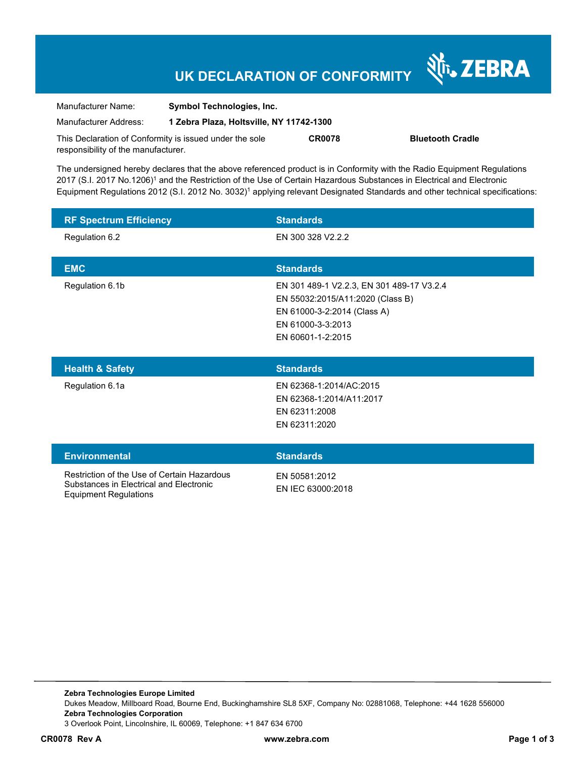# UK DECLARATION OF CONFORMITY

ZEBRA

Manufacturer Name: **Symbol Technologies, Inc.**

Manufacturer Address: **1 Zebra Plaza, Holtsville, NY 11742-1300**

This Declaration of Conformity is issued under the sole responsibility of the manufacturer. **CR0078** **Bluetooth Cradle**

The undersigned hereby declares that the above referenced product is in Conformity with the Radio Equipment Regulations 2017 (S.I. 2017 No.1206)[1] and the Restriction of the Use of Certain Hazardous Substances in Electrical and Electronic Equipment Regulations 2012 (S.I. 2012 No. 3032)[1] applying relevant Designated Standards and other technical specifications:

| RF Spectrum Efficiency | Standards |
|---|---|
| Regulation 6.2 | EN 300 328 V2.2.2 |

| EMC | Standards |
|---|---|
| Regulation 6.1b | EN 301 489-1 V2.2.3, EN 301 489-17 V3.2.4<br>EN 55032:2015/A11:2020 (Class B)<br>EN 61000-3-2:2014 (Class A)<br>EN 61000-3-3:2013<br>EN 60601-1-2:2015 |

| Health & Safety | Standards |
|---|---|
| Regulation 6.1a | EN 62368-1:2014/AC:2015<br>EN 62368-1:2014/A11:2017<br>EN 62311:2008<br>EN 62311:2020 |

| Environmental | Standards |
|---|---|
| Restriction of the Use of Certain Hazardous Substances in Electrical and Electronic Equipment Regulations | EN 50581:2012<br>EN IEC 63000:2018 |

**Zebra Technologies Europe Limited**
Dukes Meadow, Millboard Road, Bourne End, Buckinghamshire SL8 5XF, Company No: 02881068, Telephone: +44 1628 556000
**Zebra Technologies Corporation**
3 Overlook Point, Lincolnshire, IL 60069, Telephone: +1 847 634 6700

**CR0078 Rev A** **www.zebra.com**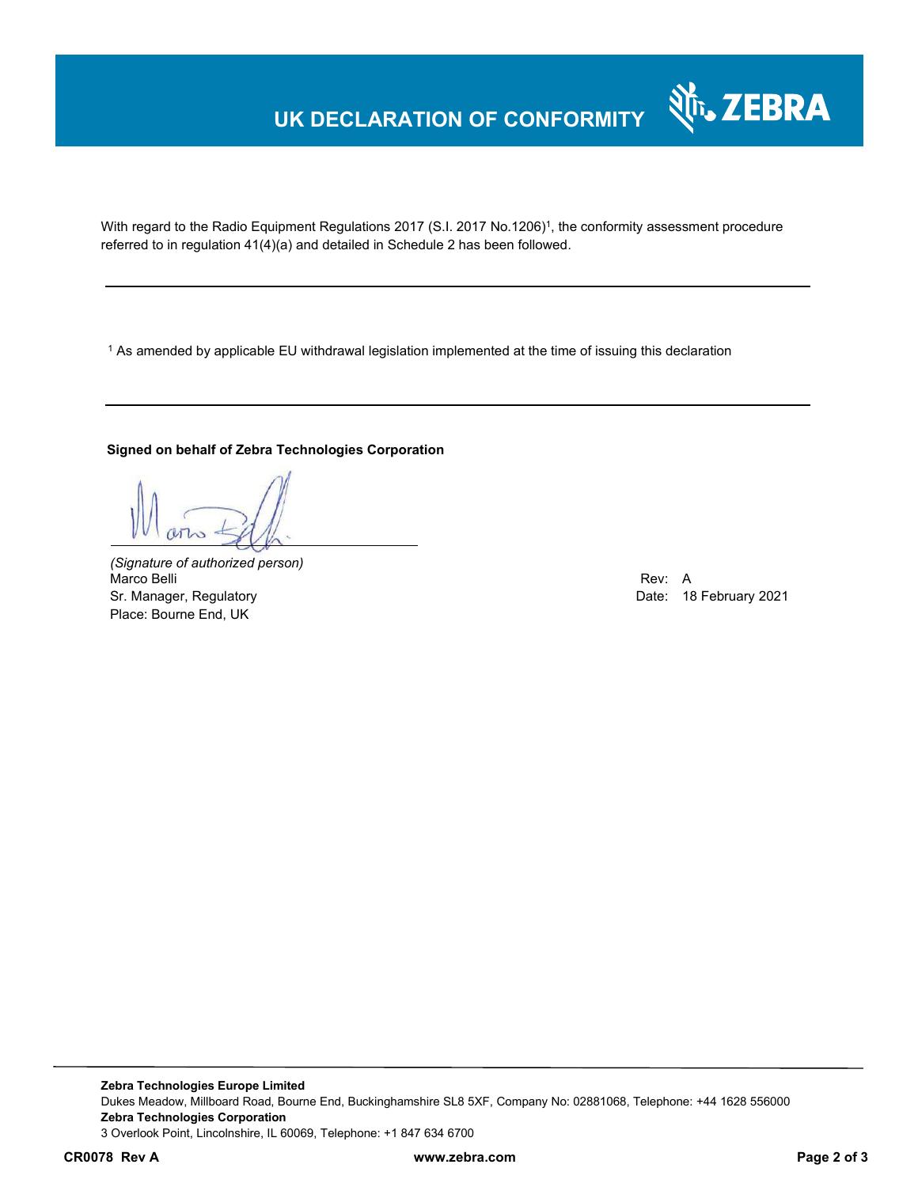# UK DECLARATION OF CONFORMITY

With regard to the Radio Equipment Regulations 2017 (S.I. 2017 No.1206)[1], the conformity assessment procedure referred to in regulation 41(4)(a) and detailed in Schedule 2 has been followed.

---

[1] As amended by applicable EU withdrawal legislation implemented at the time of issuing this declaration

---

**Signed on behalf of Zebra Technologies Corporation**

*(Signature of authorized person)*
Marco Belli
Sr. Manager, Regulatory
Place: Bourne End, UK

Rev: A
Date: 18 February 2021

**Zebra Technologies Europe Limited**
Dukes Meadow, Millboard Road, Bourne End, Buckinghamshire SL8 5XF, Company No: 02881068, Telephone: +44 1628 556000
**Zebra Technologies Corporation**
3 Overlook Point, Lincolnshire, IL 60069, Telephone: +1 847 634 6700

**CR0078 Rev A** **www.zebra.com**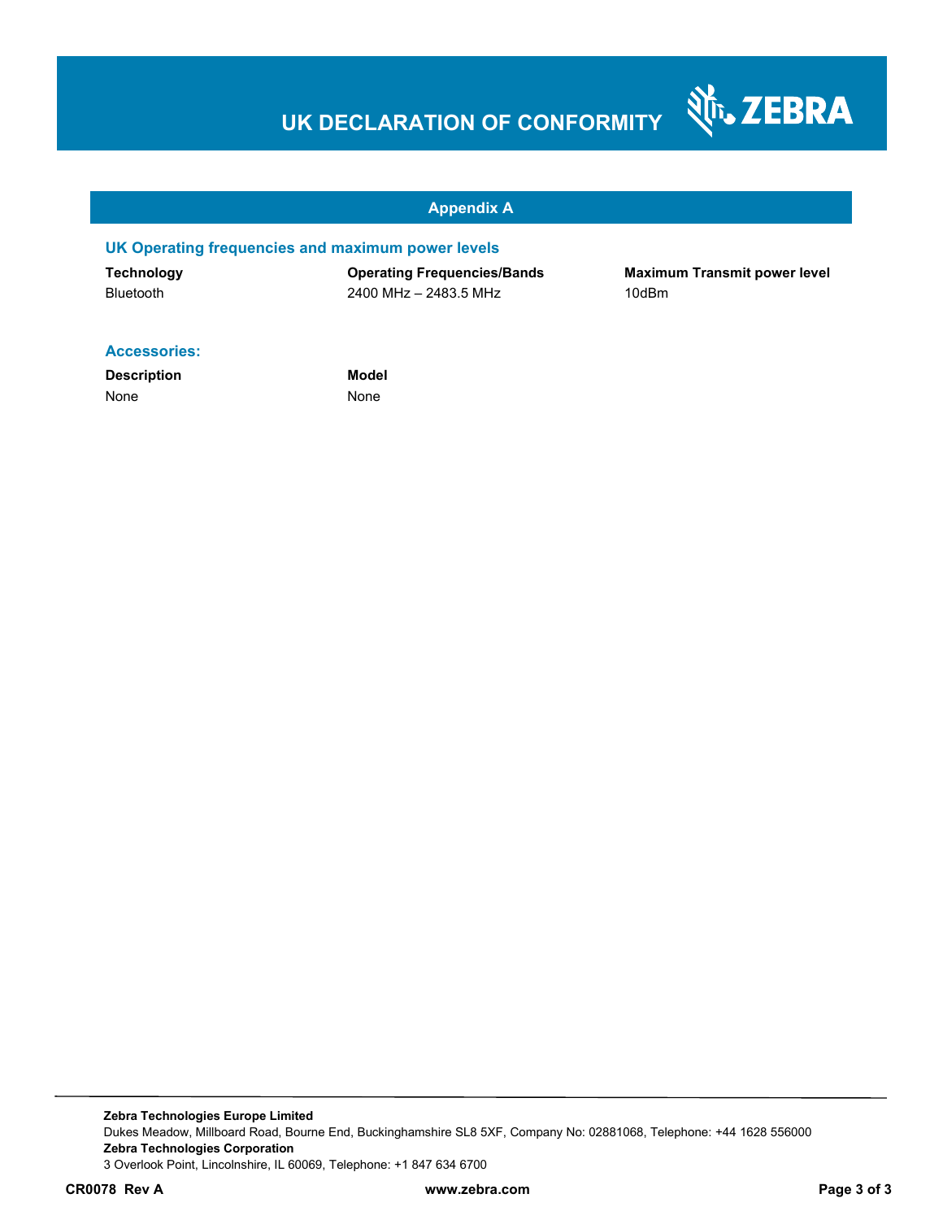# UK DECLARATION OF CONFORMITY

## Appendix A

### UK Operating frequencies and maximum power levels

| Technology | Operating Frequencies/Bands | Maximum Transmit power level |
| --- | --- | --- |
| Bluetooth | 2400 MHz – 2483.5 MHz | 10dBm |

### Accessories:

| Description | Model |
| --- | --- |
| None | None |

**Zebra Technologies Europe Limited**
Dukes Meadow, Millboard Road, Bourne End, Buckinghamshire SL8 5XF, Company No: 02881068, Telephone: +44 1628 556000
**Zebra Technologies Corporation**
3 Overlook Point, Lincolnshire, IL 60069, Telephone: +1 847 634 6700

**CR0078 Rev A** **www.zebra.com**